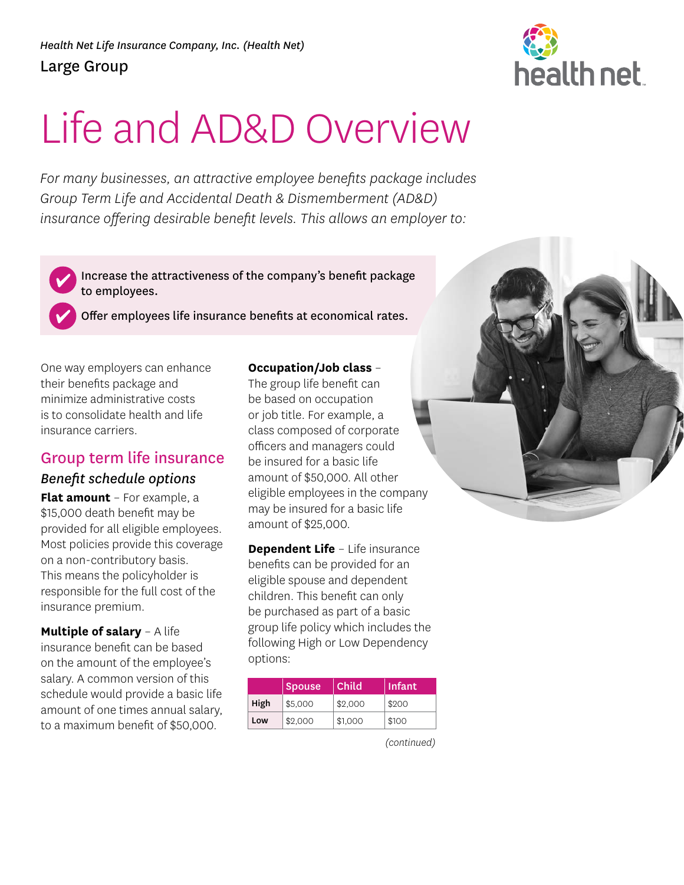*Health Net Life Insurance Company, Inc. (Health Net)*

Large Group

# Life and AD&D Overview

*For many businesses, an attractive employee benefits package includes Group Term Life and Accidental Death & Dismemberment (AD&D) insurance offering desirable benefit levels. This allows an employer to:*

- Increase the attractiveness of the company's benefit package to employees.
- Offer employees life insurance benefits at economical rates.

One way employers can enhance their benefits package and minimize administrative costs is to consolidate health and life insurance carriers.

## Group term life insurance

### *Benefit schedule options*

**Flat amount** – For example, a $15,000 death benefit may be provided for all eligible employees. Most policies provide this coverage on a non-contributory basis. This means the policyholder is responsible for the full cost of the insurance premium.

**Multiple of salary** – A life insurance benefit can be based on the amount of the employee's salary. A common version of this schedule would provide a basic life amount of one times annual salary, to a maximum benefit of $50,000.

**Occupation/Job class** – The group life benefit can be based on occupation or job title. For example, a class composed of corporate officers and managers could be insured for a basic life amount of $50,000. All other eligible employees in the company may be insured for a basic life amount of $25,000.

**Dependent Life** – Life insurance benefits can be provided for an eligible spouse and dependent children. This benefit can only be purchased as part of a basic group life policy which includes the following High or Low Dependency options:

| | Spouse | Child | Infant |
|---|---|---|---|
| **High** | $5,000 | $2,000 | $200 |
| **Low** | $2,000 | $1,000 | $100 |

*(continued)*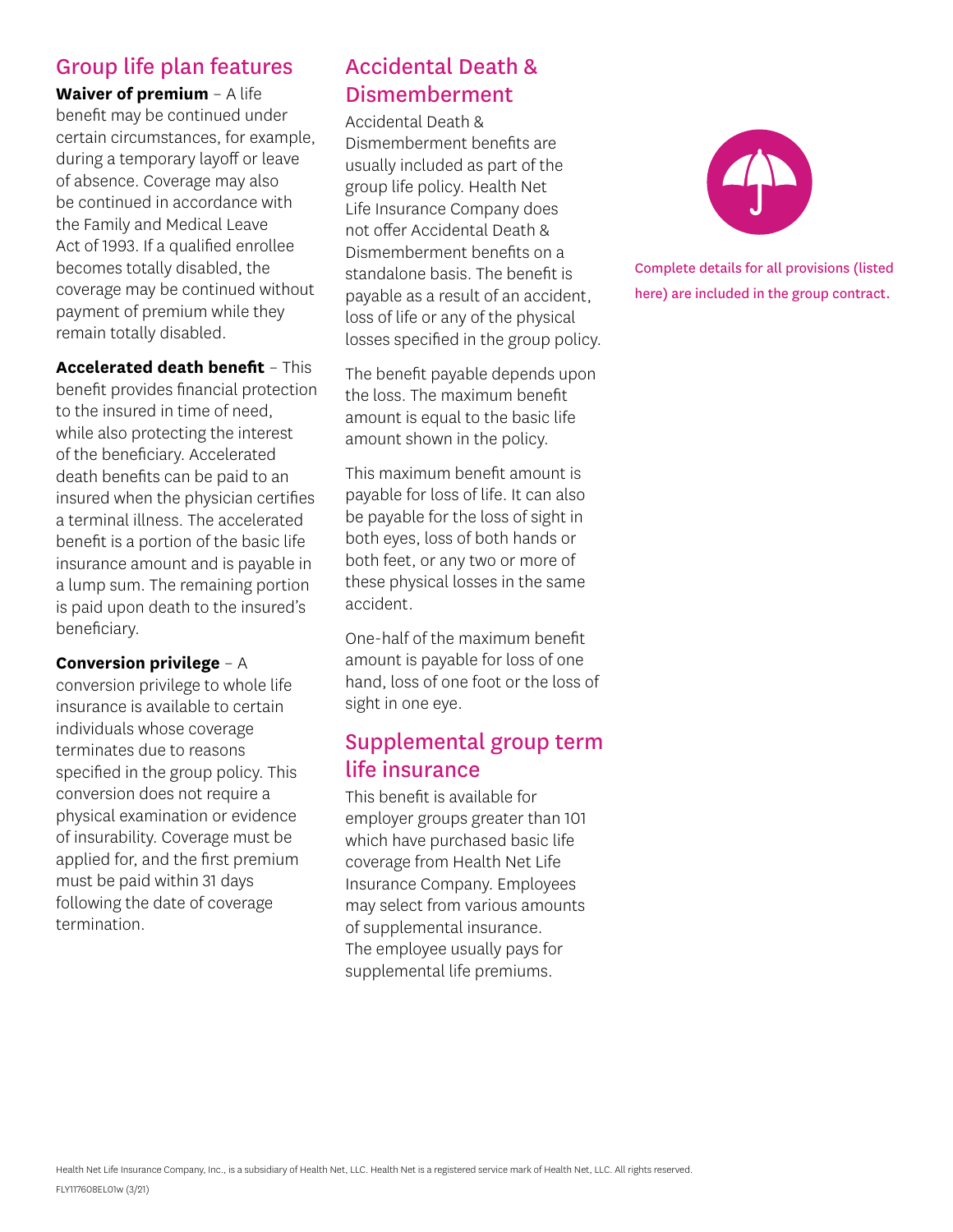## Group life plan features

**Waiver of premium** – A life benefit may be continued under certain circumstances, for example, during a temporary layoff or leave of absence. Coverage may also be continued in accordance with the Family and Medical Leave Act of 1993. If a qualified enrollee becomes totally disabled, the coverage may be continued without payment of premium while they remain totally disabled.

**Accelerated death benefit** – This benefit provides financial protection to the insured in time of need, while also protecting the interest of the beneficiary. Accelerated death benefits can be paid to an insured when the physician certifies a terminal illness. The accelerated benefit is a portion of the basic life insurance amount and is payable in a lump sum. The remaining portion is paid upon death to the insured's beneficiary.

**Conversion privilege** – A conversion privilege to whole life insurance is available to certain individuals whose coverage terminates due to reasons specified in the group policy. This conversion does not require a physical examination or evidence of insurability. Coverage must be applied for, and the first premium must be paid within 31 days following the date of coverage termination.

## Accidental Death & Dismemberment

Accidental Death & Dismemberment benefits are usually included as part of the group life policy. Health Net Life Insurance Company does not offer Accidental Death & Dismemberment benefits on a standalone basis. The benefit is payable as a result of an accident, loss of life or any of the physical losses specified in the group policy.

The benefit payable depends upon the loss. The maximum benefit amount is equal to the basic life amount shown in the policy.

This maximum benefit amount is payable for loss of life. It can also be payable for the loss of sight in both eyes, loss of both hands or both feet, or any two or more of these physical losses in the same accident.

One-half of the maximum benefit amount is payable for loss of one hand, loss of one foot or the loss of sight in one eye.

## Supplemental group term life insurance

This benefit is available for employer groups greater than 101 which have purchased basic life coverage from Health Net Life Insurance Company. Employees may select from various amounts of supplemental insurance. The employee usually pays for supplemental life premiums.

Complete details for all provisions (listed here) are included in the group contract.

Health Net Life Insurance Company, Inc., is a subsidiary of Health Net, LLC. Health Net is a registered service mark of Health Net, LLC. All rights reserved.

FLY117608EL01w (3/21)